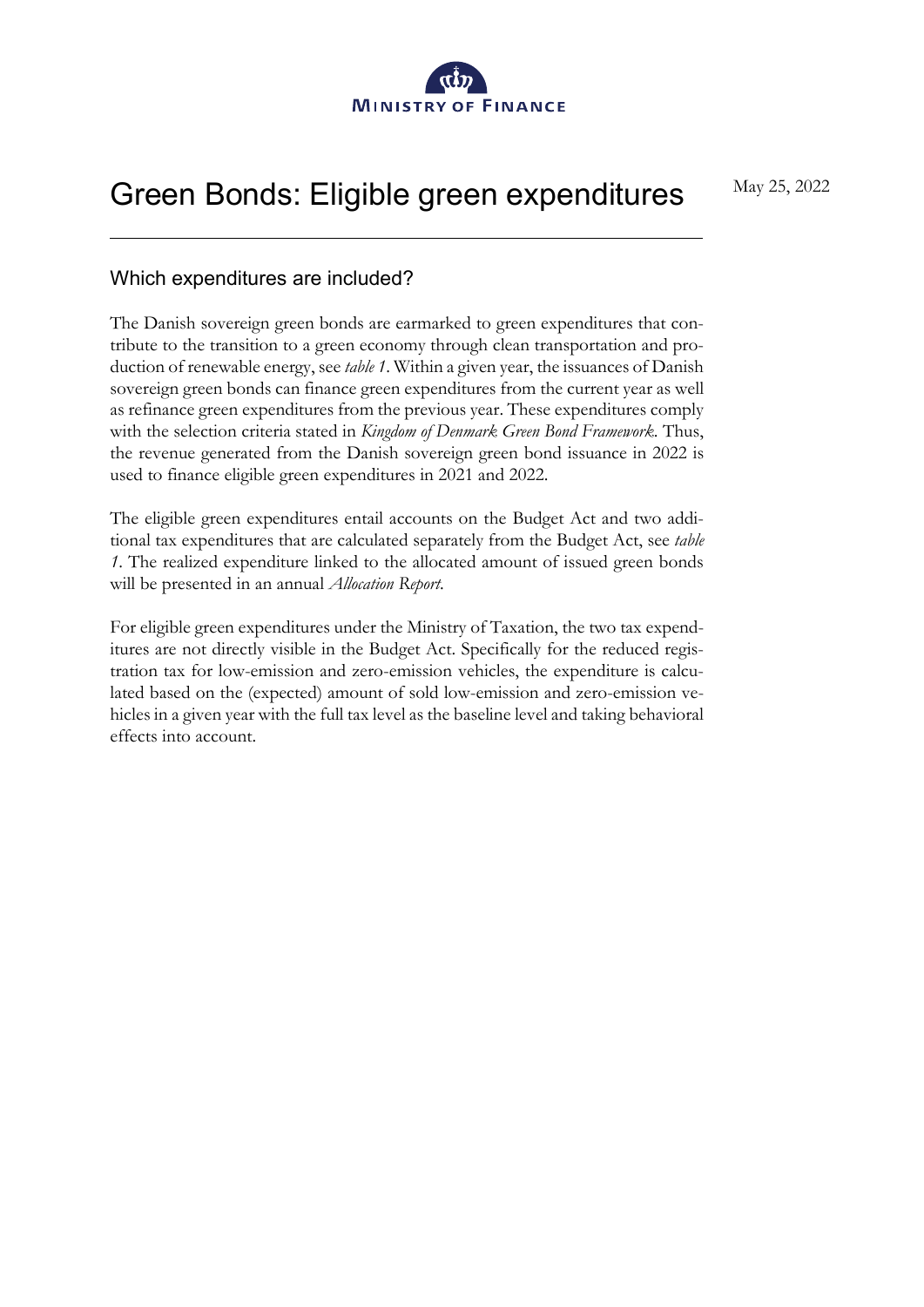MINISTRY OF FINANCE

# Green Bonds: Eligible green expenditures

May 25, 2022

## Which expenditures are included?

The Danish sovereign green bonds are earmarked to green expenditures that contribute to the transition to a green economy through clean transportation and production of renewable energy, see *table 1*. Within a given year, the issuances of Danish sovereign green bonds can finance green expenditures from the current year as well as refinance green expenditures from the previous year. These expenditures comply with the selection criteria stated in *Kingdom of Denmark Green Bond Framework*. Thus, the revenue generated from the Danish sovereign green bond issuance in 2022 is used to finance eligible green expenditures in 2021 and 2022.

The eligible green expenditures entail accounts on the Budget Act and two additional tax expenditures that are calculated separately from the Budget Act, see *table 1*. The realized expenditure linked to the allocated amount of issued green bonds will be presented in an annual *Allocation Report*.

For eligible green expenditures under the Ministry of Taxation, the two tax expenditures are not directly visible in the Budget Act. Specifically for the reduced registration tax for low-emission and zero-emission vehicles, the expenditure is calculated based on the (expected) amount of sold low-emission and zero-emission vehicles in a given year with the full tax level as the baseline level and taking behavioral effects into account.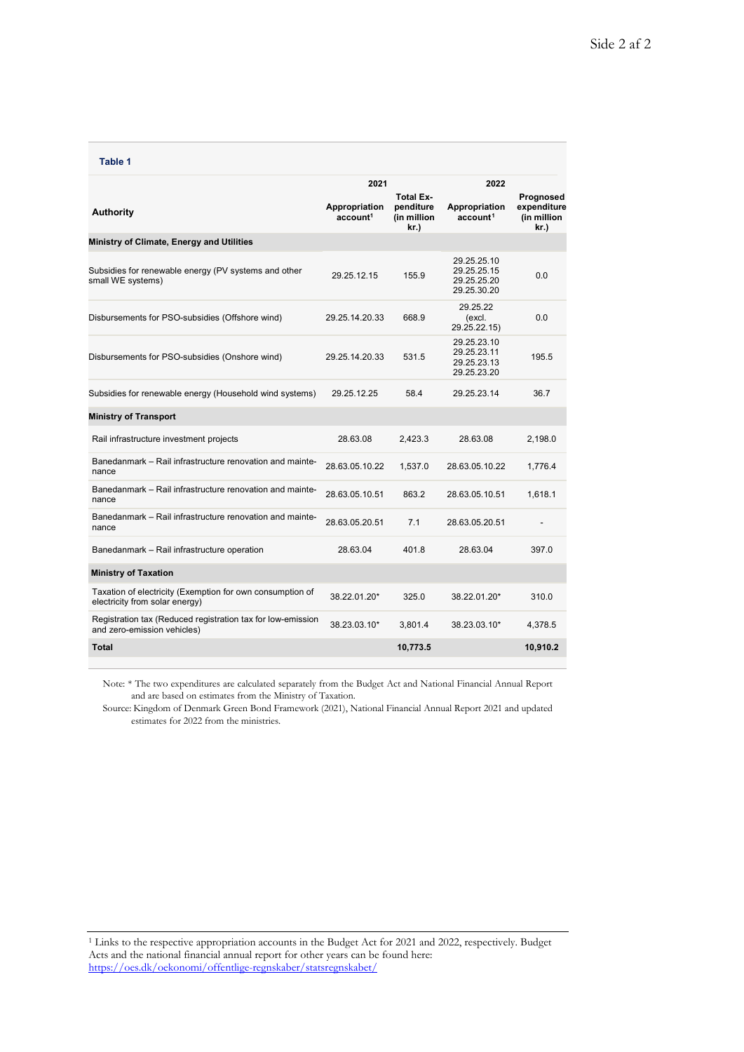**Table 1**

| Authority | 2021 | | 2022 | |
|---|---|---|---|---|
| | Appropriation account[1] | Total Expenditure (in million kr.) | Appropriation account[1] | Prognosed expenditure (in million kr.) |
| **Ministry of Climate, Energy and Utilities** | | | | |
| Subsidies for renewable energy (PV systems and other small WE systems) | 29.25.12.15 | 155.9 | 29.25.25.10 29.25.25.15 29.25.25.20 29.25.30.20 | 0.0 |
| Disbursements for PSO-subsidies (Offshore wind) | 29.25.14.20.33 | 668.9 | 29.25.22 (excl. 29.25.22.15) | 0.0 |
| Disbursements for PSO-subsidies (Onshore wind) | 29.25.14.20.33 | 531.5 | 29.25.23.10 29.25.23.11 29.25.23.13 29.25.23.20 | 195.5 |
| Subsidies for renewable energy (Household wind systems) | 29.25.12.25 | 58.4 | 29.25.23.14 | 36.7 |
| **Ministry of Transport** | | | | |
| Rail infrastructure investment projects | 28.63.08 | 2,423.3 | 28.63.08 | 2,198.0 |
| Banedanmark – Rail infrastructure renovation and maintenance | 28.63.05.10.22 | 1,537.0 | 28.63.05.10.22 | 1,776.4 |
| Banedanmark – Rail infrastructure renovation and maintenance | 28.63.05.10.51 | 863.2 | 28.63.05.10.51 | 1,618.1 |
| Banedanmark – Rail infrastructure renovation and maintenance | 28.63.05.20.51 | 7.1 | 28.63.05.20.51 | - |
| Banedanmark – Rail infrastructure operation | 28.63.04 | 401.8 | 28.63.04 | 397.0 |
| **Ministry of Taxation** | | | | |
| Taxation of electricity (Exemption for own consumption of electricity from solar energy) | 38.22.01.20* | 325.0 | 38.22.01.20* | 310.0 |
| Registration tax (Reduced registration tax for low-emission and zero-emission vehicles) | 38.23.03.10* | 3,801.4 | 38.23.03.10* | 4,378.5 |
| **Total** | | **10,773.5** | | **10,910.2** |

Note: * The two expenditures are calculated separately from the Budget Act and National Financial Annual Report and are based on estimates from the Ministry of Taxation.

Source: Kingdom of Denmark Green Bond Framework (2021), National Financial Annual Report 2021 and updated estimates for 2022 from the ministries.

[1] Links to the respective appropriation accounts in the Budget Act for 2021 and 2022, respectively. Budget Acts and the national financial annual report for other years can be found here: https://oes.dk/oekonomi/offentlige-regnskaber/statsregnskabet/